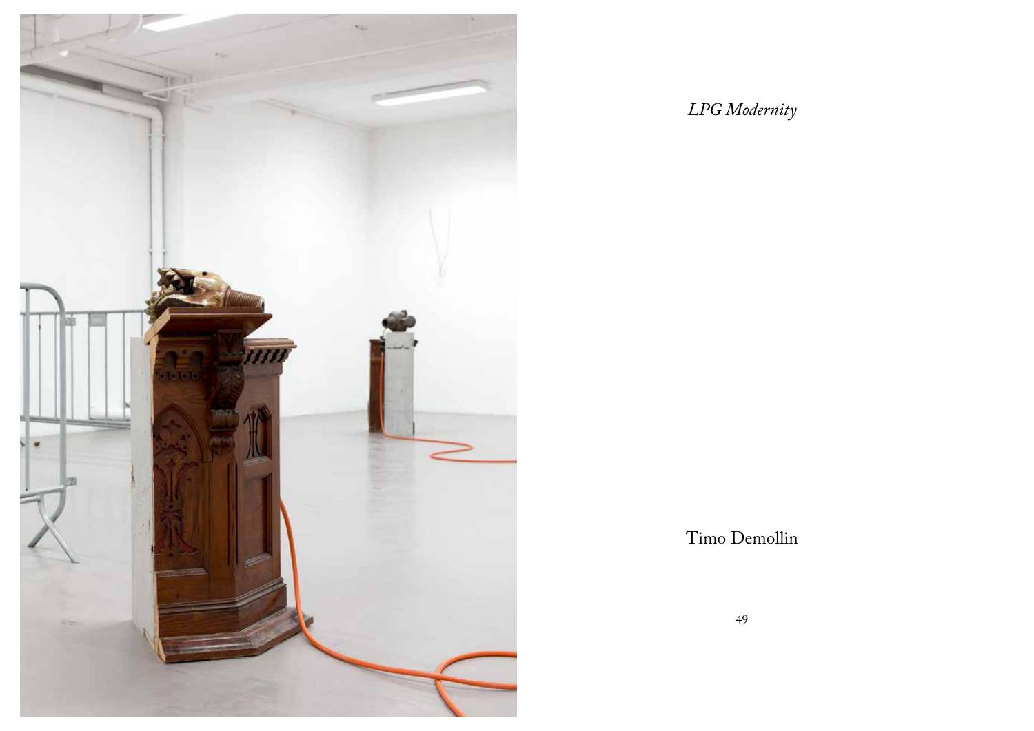*LPG Modernity*

Timo Demollin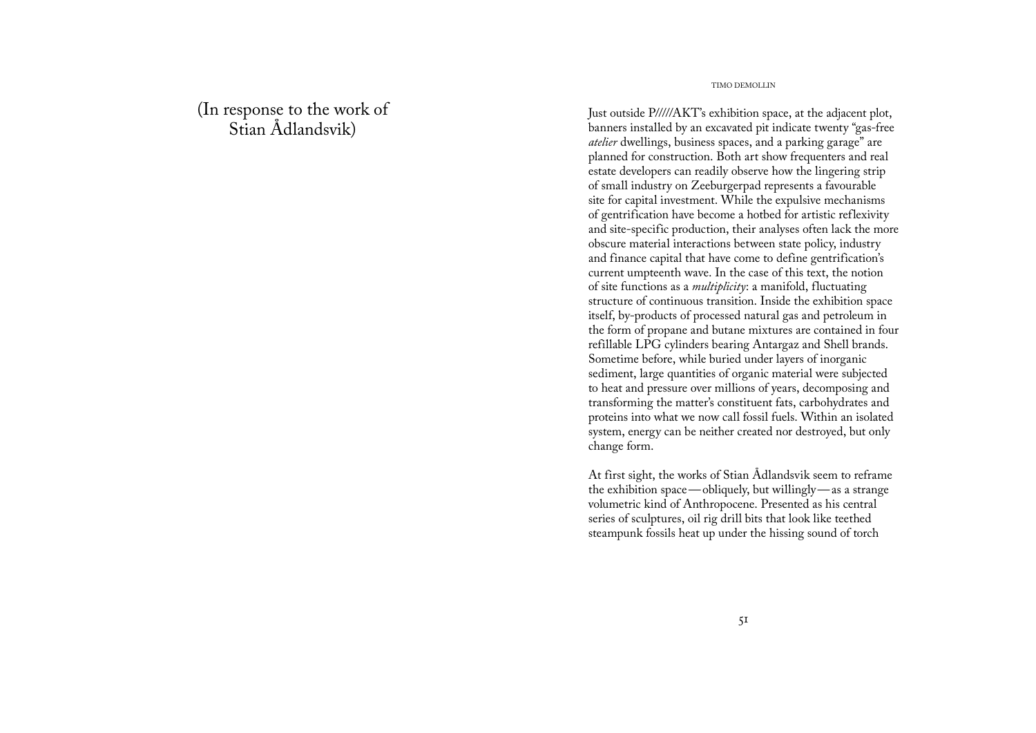(In response to the work of Stian Ådlandsvik)

Just outside P/////AKT's exhibition space, at the adjacent plot, banners installed by an excavated pit indicate twenty "gas-free *atelier* dwellings, business spaces, and a parking garage" are planned for construction. Both art show frequenters and real estate developers can readily observe how the lingering strip of small industry on Zeeburgerpad represents a favourable site for capital investment. While the expulsive mechanisms of gentrification have become a hotbed for artistic reflexivity and site-specific production, their analyses often lack the more obscure material interactions between state policy, industry and finance capital that have come to define gentrification's current umpteenth wave. In the case of this text, the notion of site functions as a *multiplicity*: a manifold, fluctuating structure of continuous transition. Inside the exhibition space itself, by-products of processed natural gas and petroleum in the form of propane and butane mixtures are contained in four refillable LPG cylinders bearing Antargaz and Shell brands. Sometime before, while buried under layers of inorganic sediment, large quantities of organic material were subjected to heat and pressure over millions of years, decomposing and transforming the matter's constituent fats, carbohydrates and proteins into what we now call fossil fuels. Within an isolated system, energy can be neither created nor destroyed, but only change form.

At first sight, the works of Stian Ådlandsvik seem to reframe the exhibition space—obliquely, but willingly—as a strange volumetric kind of Anthropocene. Presented as his central series of sculptures, oil rig drill bits that look like teethed steampunk fossils heat up under the hissing sound of torch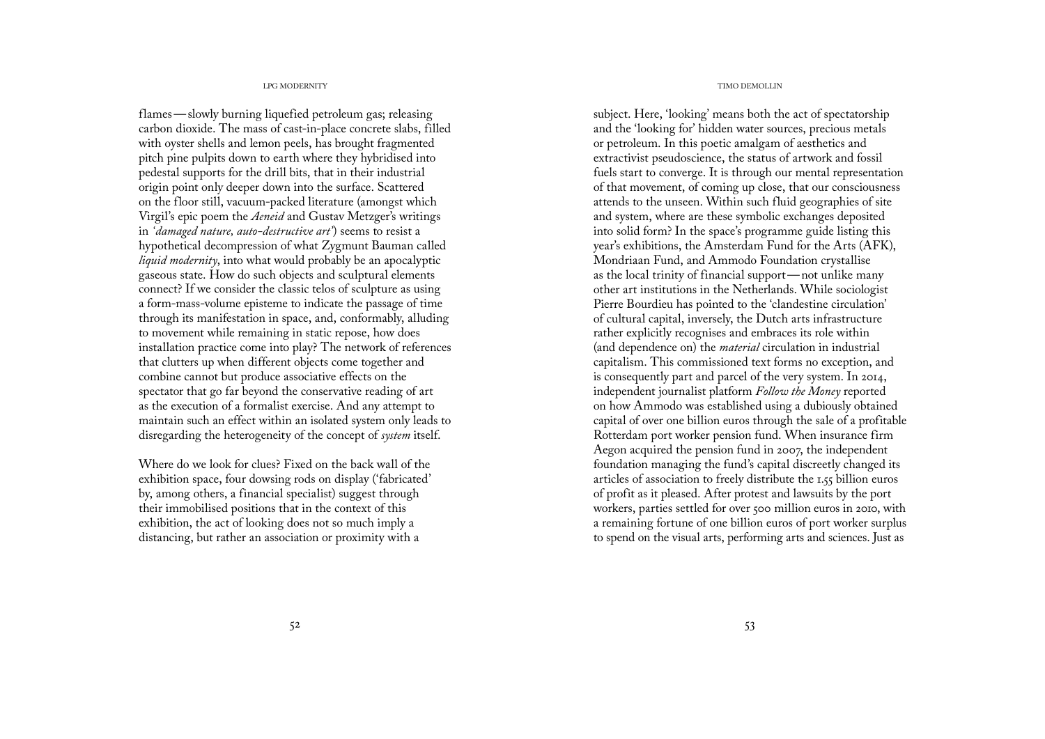flames — slowly burning liquefied petroleum gas; releasing carbon dioxide. The mass of cast-in-place concrete slabs, filled with oyster shells and lemon peels, has brought fragmented pitch pine pulpits down to earth where they hybridised into pedestal supports for the drill bits, that in their industrial origin point only deeper down into the surface. Scattered on the floor still, vacuum-packed literature (amongst which Virgil's epic poem the *Aeneid* and Gustav Metzger's writings in *'damaged nature, auto-destructive art'*) seems to resist a hypothetical decompression of what Zygmunt Bauman called *liquid modernity*, into what would probably be an apocalyptic gaseous state. How do such objects and sculptural elements connect? If we consider the classic telos of sculpture as using a form-mass-volume episteme to indicate the passage of time through its manifestation in space, and, conformably, alluding to movement while remaining in static repose, how does installation practice come into play? The network of references that clutters up when different objects come together and combine cannot but produce associative effects on the spectator that go far beyond the conservative reading of art as the execution of a formalist exercise. And any attempt to maintain such an effect within an isolated system only leads to disregarding the heterogeneity of the concept of *system* itself.

Where do we look for clues? Fixed on the back wall of the exhibition space, four dowsing rods on display ('fabricated' by, among others, a financial specialist) suggest through their immobilised positions that in the context of this exhibition, the act of looking does not so much imply a distancing, but rather an association or proximity with a subject. Here, 'looking' means both the act of spectatorship and the 'looking for' hidden water sources, precious metals or petroleum. In this poetic amalgam of aesthetics and extractivist pseudoscience, the status of artwork and fossil fuels start to converge. It is through our mental representation of that movement, of coming up close, that our consciousness attends to the unseen. Within such fluid geographies of site and system, where are these symbolic exchanges deposited into solid form? In the space's programme guide listing this year's exhibitions, the Amsterdam Fund for the Arts (AFK), Mondriaan Fund, and Ammodo Foundation crystallise as the local trinity of financial support — not unlike many other art institutions in the Netherlands. While sociologist Pierre Bourdieu has pointed to the 'clandestine circulation' of cultural capital, inversely, the Dutch arts infrastructure rather explicitly recognises and embraces its role within (and dependence on) the *material* circulation in industrial capitalism. This commissioned text forms no exception, and is consequently part and parcel of the very system. In 2014, independent journalist platform *Follow the Money* reported on how Ammodo was established using a dubiously obtained capital of over one billion euros through the sale of a profitable Rotterdam port worker pension fund. When insurance firm Aegon acquired the pension fund in 2007, the independent foundation managing the fund's capital discreetly changed its articles of association to freely distribute the 1.55 billion euros of profit as it pleased. After protest and lawsuits by the port workers, parties settled for over 500 million euros in 2010, with a remaining fortune of one billion euros of port worker surplus to spend on the visual arts, performing arts and sciences. Just as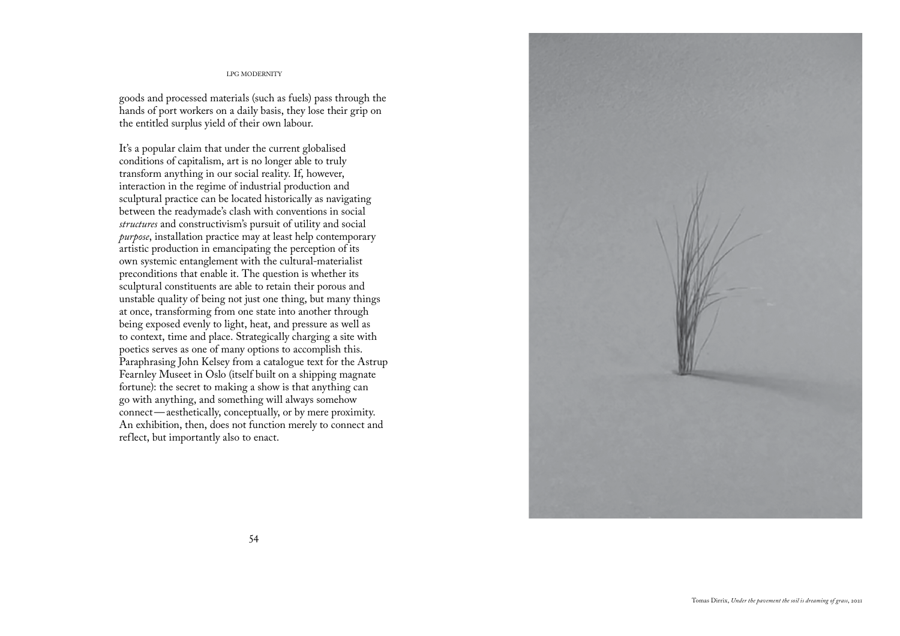goods and processed materials (such as fuels) pass through the hands of port workers on a daily basis, they lose their grip on the entitled surplus yield of their own labour.

It's a popular claim that under the current globalised conditions of capitalism, art is no longer able to truly transform anything in our social reality. If, however, interaction in the regime of industrial production and sculptural practice can be located historically as navigating between the readymade's clash with conventions in social *structures* and constructivism's pursuit of utility and social *purpose*, installation practice may at least help contemporary artistic production in emancipating the perception of its own systemic entanglement with the cultural-materialist preconditions that enable it. The question is whether its sculptural constituents are able to retain their porous and unstable quality of being not just one thing, but many things at once, transforming from one state into another through being exposed evenly to light, heat, and pressure as well as to context, time and place. Strategically charging a site with poetics serves as one of many options to accomplish this. Paraphrasing John Kelsey from a catalogue text for the Astrup Fearnley Museet in Oslo (itself built on a shipping magnate fortune): the secret to making a show is that anything can go with anything, and something will always somehow connect—aesthetically, conceptually, or by mere proximity. An exhibition, then, does not function merely to connect and reflect, but importantly also to enact.

Tomas Dirrix, *Under the pavement the soil is dreaming of grass*, 2021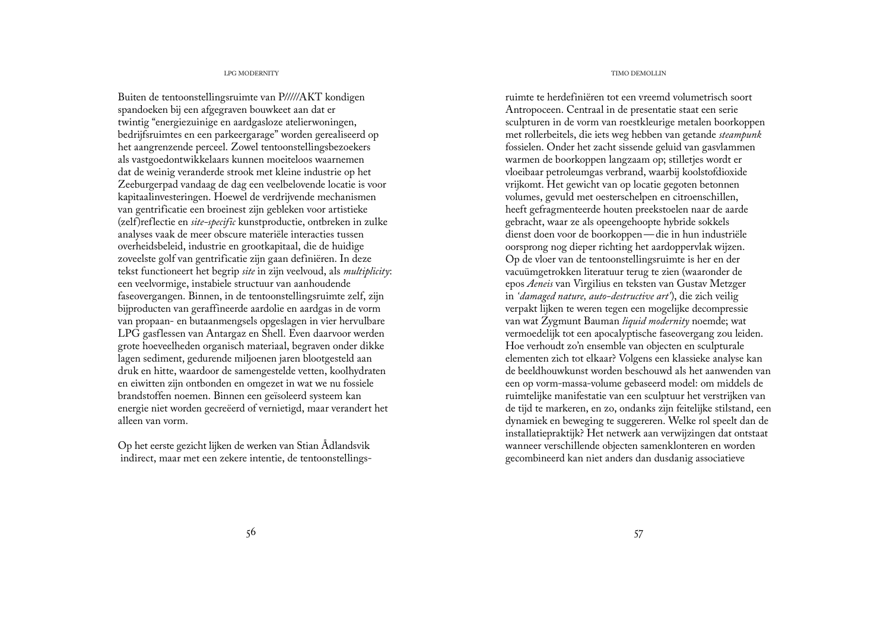Buiten de tentoonstellingsruimte van P/////AKT kondigen spandoeken bij een afgegraven bouwkeet aan dat er twintig "energiezuinige en aardgasloze atelierwoningen, bedrijfsruimtes en een parkeergarage" worden gerealiseerd op het aangrenzende perceel. Zowel tentoonstellingsbezoekers als vastgoedontwikkelaars kunnen moeiteloos waarnemen dat de weinig veranderde strook met kleine industrie op het Zeeburgerpad vandaag de dag een veelbelovende locatie is voor kapitaalinvesteringen. Hoewel de verdrijvende mechanismen van gentrificatie een broeinest zijn gebleken voor artistieke (zelf)reflectie en *site-specific* kunstproductie, ontbreken in zulke analyses vaak de meer obscure materiële interacties tussen overheidsbeleid, industrie en grootkapitaal, die de huidige zoveelste golf van gentrificatie zijn gaan definiëren. In deze tekst functioneert het begrip *site* in zijn veelvoud, als *multiplicity*: een veelvormige, instabiele structuur van aanhoudende faseovergangen. Binnen, in de tentoonstellingsruimte zelf, zijn bijproducten van geraffineerde aardolie en aardgas in de vorm van propaan- en butaanmengsels opgeslagen in vier hervulbare LPG gasflessen van Antargaz en Shell. Even daarvoor werden grote hoeveelheden organisch materiaal, begraven onder dikke lagen sediment, gedurende miljoenen jaren blootgesteld aan druk en hitte, waardoor de samengestelde vetten, koolhydraten en eiwitten zijn ontbonden en omgezet in wat we nu fossiele brandstoffen noemen. Binnen een geïsoleerd systeem kan energie niet worden gecreëerd of vernietigd, maar verandert het alleen van vorm.

Op het eerste gezicht lijken de werken van Stian Ådlandsvik indirect, maar met een zekere intentie, de tentoonstellingsruimte te herdefiniëren tot een vreemd volumetrisch soort Antropoceen. Centraal in de presentatie staat een serie sculpturen in de vorm van roestkleurige metalen boorkoppen met rollerbeitels, die iets weg hebben van getande *steampunk* fossielen. Onder het zacht sissende geluid van gasvlammen warmen de boorkoppen langzaam op; stilletjes wordt er vloeibaar petroleumgas verbrand, waarbij koolstofdioxide vrijkomt. Het gewicht van op locatie gegoten betonnen volumes, gevuld met oesterschelpen en citroenschillen, heeft gefragmenteerde houten preekstoelen naar de aarde gebracht, waar ze als opeengehoopte hybride sokkels dienst doen voor de boorkoppen — die in hun industriële oorsprong nog dieper richting het aardoppervlak wijzen. Op de vloer van de tentoonstellingsruimte is her en der vacuümgetrokken literatuur terug te zien (waaronder de epos *Aeneis* van Virgilius en teksten van Gustav Metzger in *'damaged nature, auto-destructive art'*), die zich veilig verpakt lijken te weren tegen een mogelijke decompressie van wat Zygmunt Bauman *liquid modernity* noemde; wat vermoedelijk tot een apocalyptische faseovergang zou leiden. Hoe verhoudt zo'n ensemble van objecten en sculpturale elementen zich tot elkaar? Volgens een klassieke analyse kan de beeldhouwkunst worden beschouwd als het aanwenden van een op vorm-massa-volume gebaseerd model: om middels de ruimtelijke manifestatie van een sculptuur het verstrijken van de tijd te markeren, en zo, ondanks zijn feitelijke stilstand, een dynamiek en beweging te suggereren. Welke rol speelt dan de installatiepraktijk? Het netwerk aan verwijzingen dat ontstaat wanneer verschillende objecten samenklonteren en worden gecombineerd kan niet anders dan dusdanig associatieve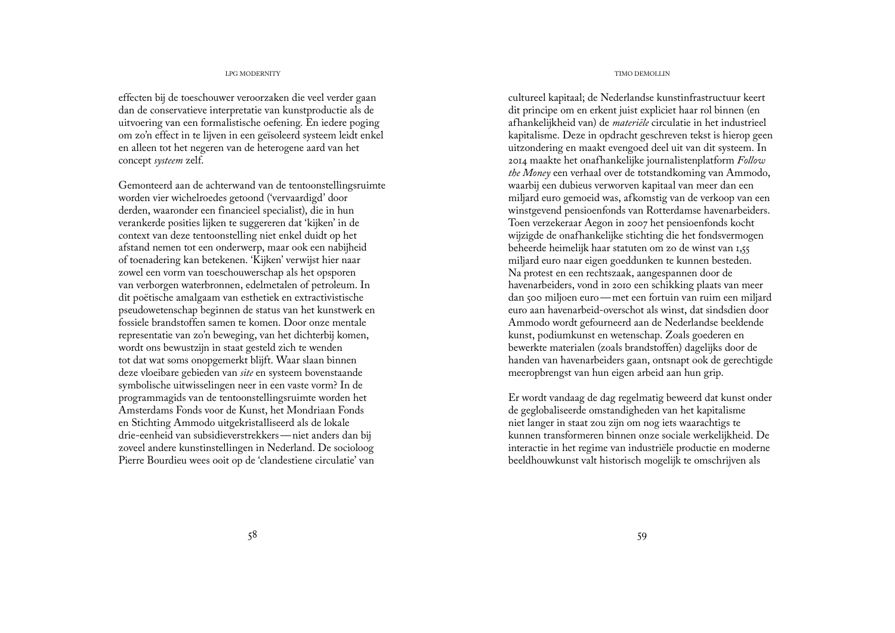effecten bij de toeschouwer veroorzaken die veel verder gaan dan de conservatieve interpretatie van kunstproductie als de uitvoering van een formalistische oefening. En iedere poging om zo'n effect in te lijven in een geïsoleerd systeem leidt enkel en alleen tot het negeren van de heterogene aard van het concept *systeem* zelf.

Gemonteerd aan de achterwand van de tentoonstellingsruimte worden vier wichelroedes getoond ('vervaardigd' door derden, waaronder een financieel specialist), die in hun verankerde posities lijken te suggereren dat 'kijken' in de context van deze tentoonstelling niet enkel duidt op het afstand nemen tot een onderwerp, maar ook een nabijheid of toenadering kan betekenen. 'Kijken' verwijst hier naar zowel een vorm van toeschouwerschap als het opsporen van verborgen waterbronnen, edelmetalen of petroleum. In dit poëtische amalgaam van esthetiek en extractivistische pseudowetenschap beginnen de status van het kunstwerk en fossiele brandstoffen samen te komen. Door onze mentale representatie van zo'n beweging, van het dichterbij komen, wordt ons bewustzijn in staat gesteld zich te wenden tot dat wat soms onopgemerkt blijft. Waar slaan binnen deze vloeibare gebieden van *site* en systeem bovenstaande symbolische uitwisselingen neer in een vaste vorm? In de programmagids van de tentoonstellingsruimte worden het Amsterdams Fonds voor de Kunst, het Mondriaan Fonds en Stichting Ammodo uitgekristalliseerd als de lokale drie-eenheid van subsidieverstrekkers—niet anders dan bij zoveel andere kunstinstellingen in Nederland. De socioloog Pierre Bourdieu wees ooit op de 'clandestiene circulatie' van cultureel kapitaal; de Nederlandse kunstinfrastructuur keert dit principe om en erkent juist expliciet haar rol binnen (en afhankelijkheid van) de *materiële* circulatie in het industrieel kapitalisme. Deze in opdracht geschreven tekst is hierop geen uitzondering en maakt evengoed deel uit van dit systeem. In 2014 maakte het onafhankelijke journalistenplatform *Follow the Money* een verhaal over de totstandkoming van Ammodo, waarbij een dubieus verworven kapitaal van meer dan een miljard euro gemoeid was, afkomstig van de verkoop van een winstgevend pensioenfonds van Rotterdamse havenarbeiders. Toen verzekeraar Aegon in 2007 het pensioenfonds kocht wijzigde de onafhankelijke stichting die het fondsvermogen beheerde heimelijk haar statuten om zo de winst van 1,55 miljard euro naar eigen goeddunken te kunnen besteden. Na protest en een rechtszaak, aangespannen door de havenarbeiders, vond in 2010 een schikking plaats van meer dan 500 miljoen euro—met een fortuin van ruim een miljard euro aan havenarbeid-overschot als winst, dat sindsdien door Ammodo wordt gefourneerd aan de Nederlandse beeldende kunst, podiumkunst en wetenschap. Zoals goederen en bewerkte materialen (zoals brandstoffen) dagelijks door de handen van havenarbeiders gaan, ontsnapt ook de gerechtigde meeropbrengst van hun eigen arbeid aan hun grip.

Er wordt vandaag de dag regelmatig beweerd dat kunst onder de geglobaliseerde omstandigheden van het kapitalisme niet langer in staat zou zijn om nog iets waarachtigs te kunnen transformeren binnen onze sociale werkelijkheid. De interactie in het regime van industriële productie en moderne beeldhouwkunst valt historisch mogelijk te omschrijven als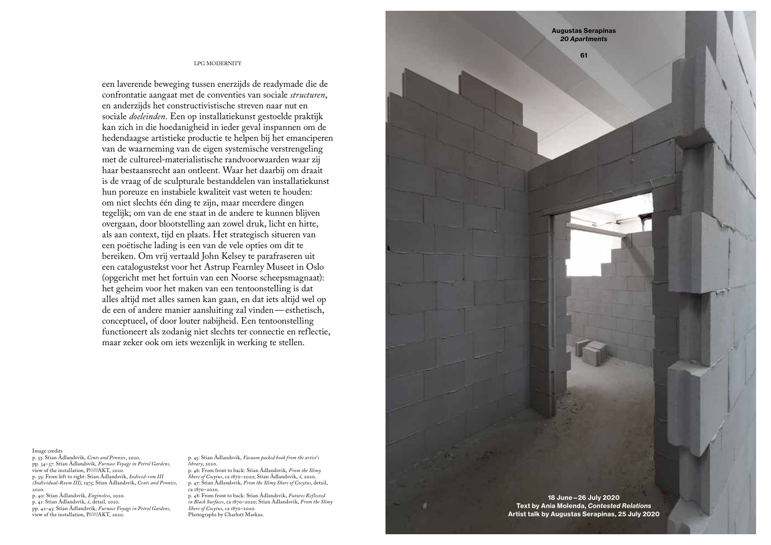een laverende beweging tussen enerzijds de readymade die de confrontatie aangaat met de conventies van sociale *structuren*, en anderzijds het constructivistische streven naar nut en sociale *doeleinden*. Een op installatiekunst gestoelde praktijk kan zich in die hoedanigheid in ieder geval inspannen om de hedendaagse artistieke productie te helpen bij het emanciperen van de waarneming van de eigen systemische verstrengeling met de cultureel-materialistische randvoorwaarden waar zij haar bestaansrecht aan ontleent. Waar het daarbij om draait is de vraag of de sculpturale bestanddelen van installatiekunst hun poreuze en instabiele kwaliteit vast weten te houden: om niet slechts één ding te zijn, maar meerdere dingen tegelijk; om van de ene staat in de andere te kunnen blijven overgaan, door blootstelling aan zowel druk, licht en hitte, als aan context, tijd en plaats. Het strategisch situeren van een poëtische lading is een van de vele opties om dit te bereiken. Om vrij vertaald John Kelsey te parafraseren uit een catalogustekst voor het Astrup Fearnley Museet in Oslo (opgericht met het fortuin van een Noorse scheepsmagnaat): het geheim voor het maken van een tentoonstelling is dat alles altijd met alles samen kan gaan, en dat iets altijd wel op de een of andere manier aansluiting zal vinden—esthetisch, conceptueel, of door louter nabijheid. Een tentoonstelling functioneert als zodanig niet slechts ter connectie en reflectie, maar zeker ook om iets wezenlijk in werking te stellen.

Image credits
p. 33: Stian Ådlandsvik, *Cents and Pennies*, 2020.
pp. 34–37: Stian Ådlandsvik, *Furnace Voyage in Petrol Gardens*, view of the installation, P/////AKT, 2020.
p. 39: From left to right: Stian Ådlandsvik, *Individ-rom III (Individual-Room III)*, 1975; Stian Ådlandsvik, *Cents and Pennies*, 2020.
p. 40: Stian Ådlandsvik, *Engineless*, 2020.
p. 41: Stian Ådlandsvik, *á*, detail, 2020.
pp. 42–43: Stian Ådlandsvik, *Furnace Voyage in Petrol Gardens*, view of the installation, P/////AKT, 2020.
p. 45: Stian Ådlandsvik, *Vacuum packed book from the artist's library*, 2020.
p. 46: From front to back: Stian Ådlandsvik, *From the Slimy Shore of Cocytus*, ca 1870–2020; Stian Ådlandsvik, *á*, 2020.
p. 47: Stian Ådlandsvik, *From the Slimy Shore of Cocytus*, detail, ca 1870–2020.
p. 48: From front to back: Stian Ådlandsvik, *Futures Reflected in Black Surfaces*, ca 1870–2020; Stian Ådlandsvik, *From the Slimy Shore of Cocytus*, ca 1870–2020.
Photographs by Charlott Markus.

**Augustas Serapinas**
***20 Apartments***

**18 June – 26 July 2020**
**Text by Ania Molenda, *Contested Relations***
**Artist talk by Augustas Serapinas, 25 July 2020**